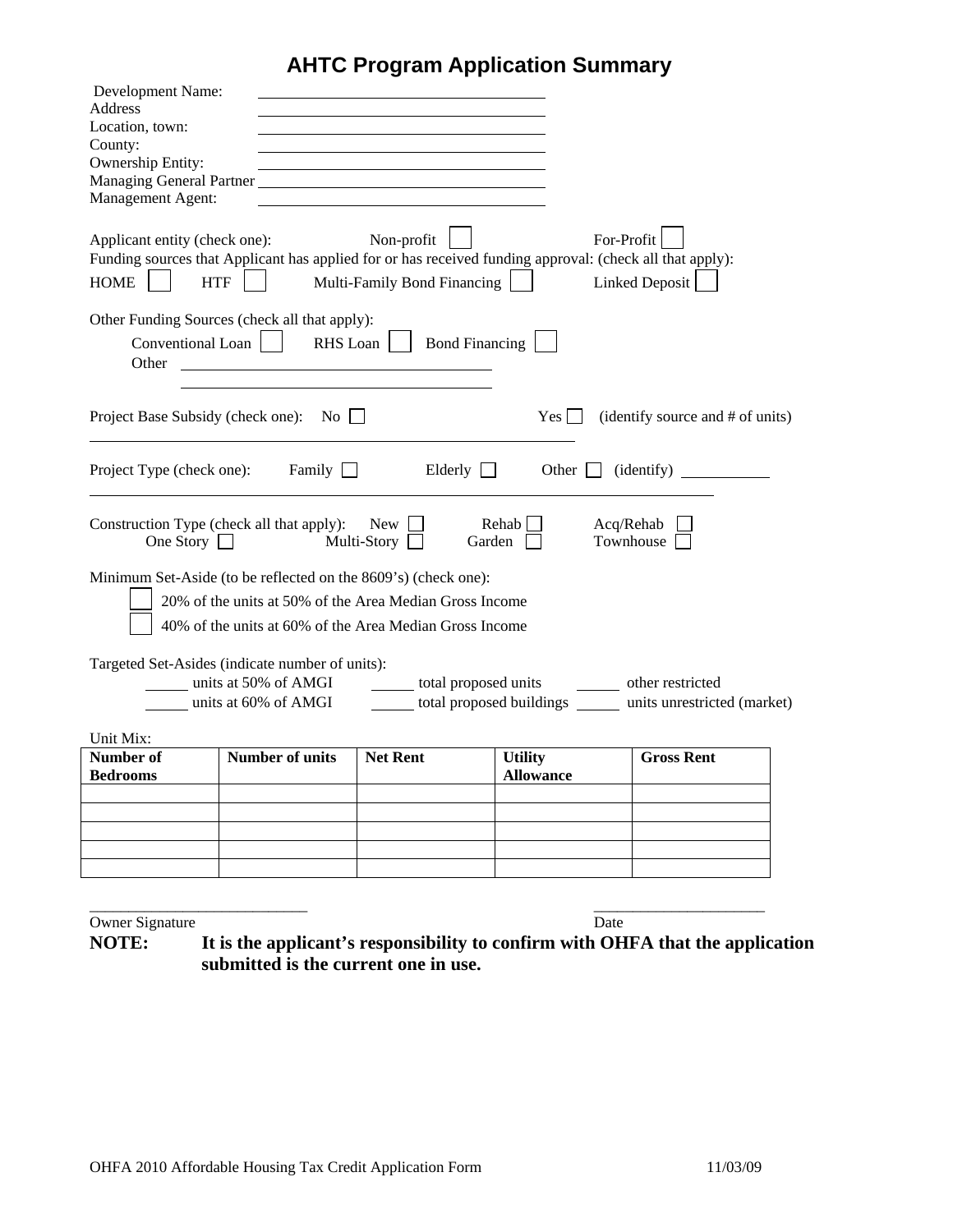# AHTC Program Application Summary

Development Name: ______________________
Address ______________________
Location, town: ______________________
County: ______________________
Ownership Entity: ______________________
Managing General Partner ______________________
Management Agent: ______________________

Applicant entity (check one): Non-profit ☐ For-Profit ☐

Funding sources that Applicant has applied for or has received funding approval: (check all that apply):

HOME ☐ HTF ☐ Multi-Family Bond Financing ☐ Linked Deposit ☐

Other Funding Sources (check all that apply):

Conventional Loan ☐ RHS Loan ☐ Bond Financing ☐

Other ______________________

______________________

Project Base Subsidy (check one): No ☐ Yes ☐ (identify source and # of units)

______________________

Project Type (check one): Family ☐ Elderly ☐ Other ☐ (identify) __________

______________________

Construction Type (check all that apply): New ☐ Rehab ☐ Acq/Rehab ☐
One Story ☐ Multi-Story ☐ Garden ☐ Townhouse ☐

Minimum Set-Aside (to be reflected on the 8609's) (check one):

☐ 20% of the units at 50% of the Area Median Gross Income

☐ 40% of the units at 60% of the Area Median Gross Income

Targeted Set-Asides (indicate number of units):

_____ units at 50% of AMGI _____ total proposed units _____ other restricted
_____ units at 60% of AMGI _____ total proposed buildings _____ units unrestricted (market)

Unit Mix:

| Number of Bedrooms | Number of units | Net Rent | Utility Allowance | Gross Rent |
|---|---|---|---|---|
| | | | | |
| | | | | |
| | | | | |
| | | | | |
| | | | | |

______________________ ______________________
Owner Signature Date

**NOTE: It is the applicant's responsibility to confirm with OHFA that the application submitted is the current one in use.**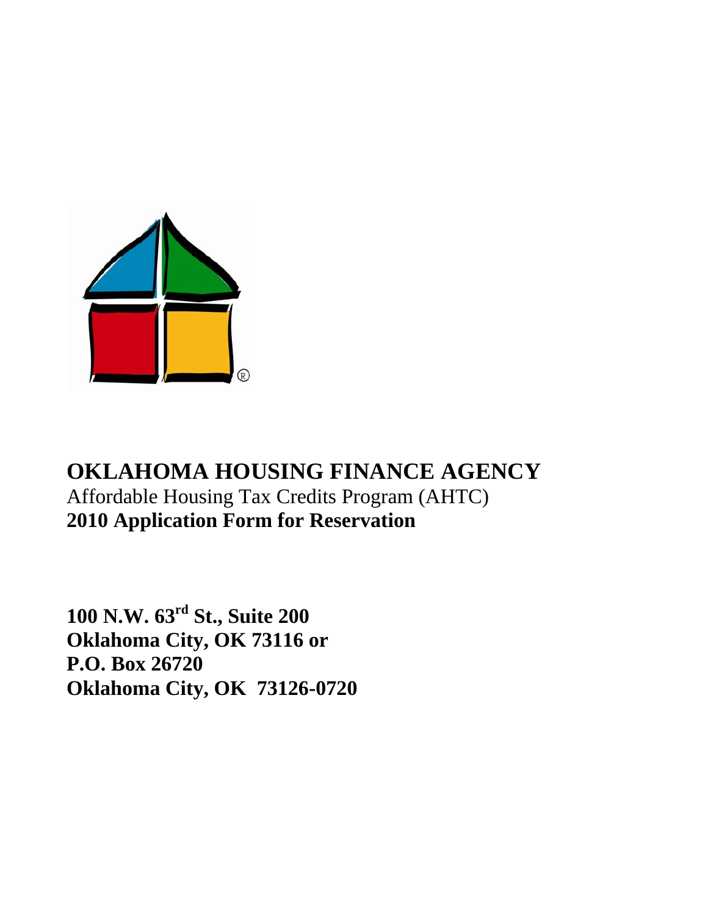# OKLAHOMA HOUSING FINANCE AGENCY

Affordable Housing Tax Credits Program (AHTC)

**2010 Application Form for Reservation**

**100 N.W. 63rd St., Suite 200**
**Oklahoma City, OK 73116 or**
**P.O. Box 26720**
**Oklahoma City, OK 73126-0720**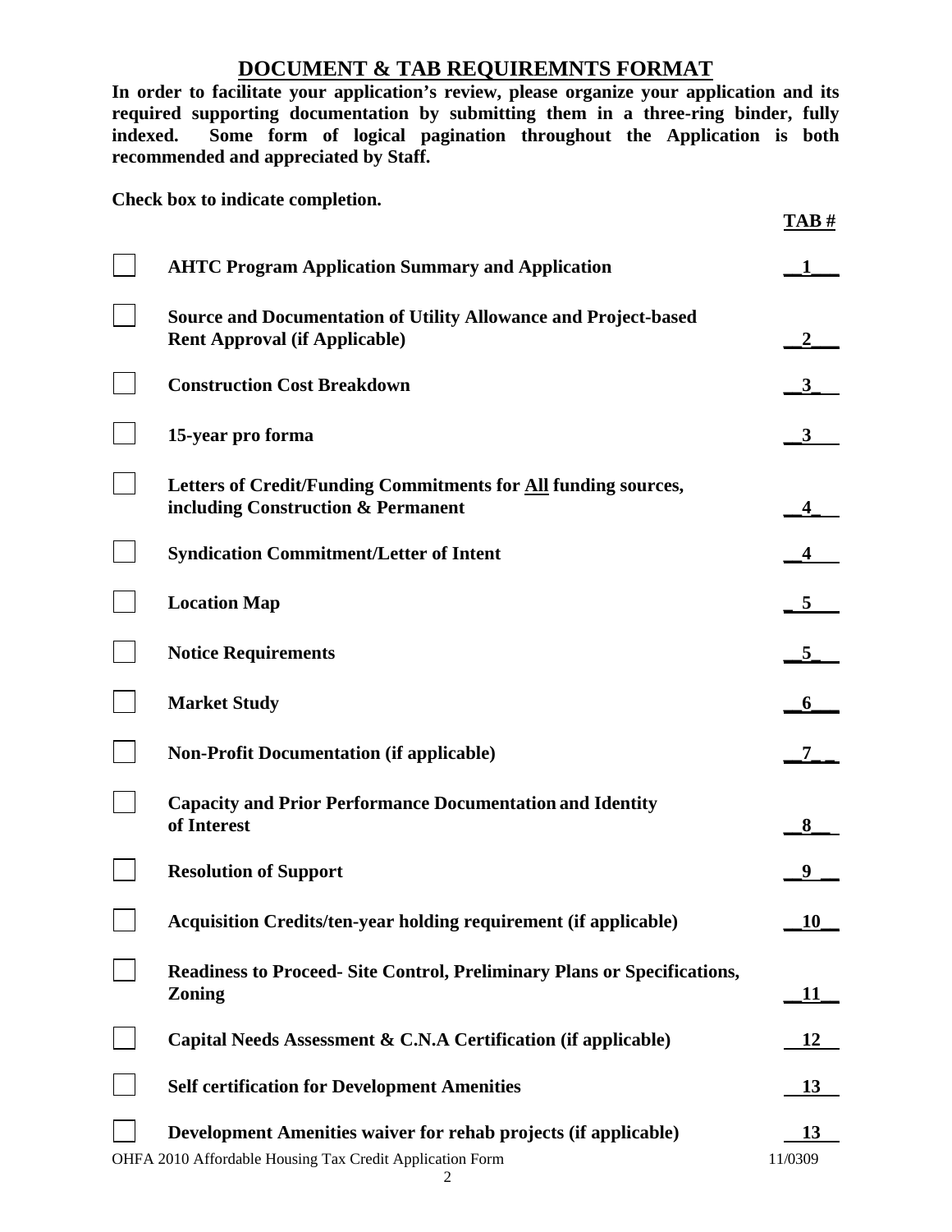# DOCUMENT & TAB REQUIREMNTS FORMAT

**In order to facilitate your application's review, please organize your application and its required supporting documentation by submitting them in a three-ring binder, fully indexed. Some form of logical pagination throughout the Application is both recommended and appreciated by Staff.**

**Check box to indicate completion.**

| | | **TAB #** |
|---|---|---|
| ☐ | **AHTC Program Application Summary and Application** | **1** |
| ☐ | **Source and Documentation of Utility Allowance and Project-based Rent Approval (if Applicable)** | **2** |
| ☐ | **Construction Cost Breakdown** | **3** |
| ☐ | **15-year pro forma** | **3** |
| ☐ | **Letters of Credit/Funding Commitments for All funding sources, including Construction & Permanent** | **4** |
| ☐ | **Syndication Commitment/Letter of Intent** | **4** |
| ☐ | **Location Map** | **5** |
| ☐ | **Notice Requirements** | **5** |
| ☐ | **Market Study** | **6** |
| ☐ | **Non-Profit Documentation (if applicable)** | **7** |
| ☐ | **Capacity and Prior Performance Documentation and Identity of Interest** | **8** |
| ☐ | **Resolution of Support** | **9** |
| ☐ | **Acquisition Credits/ten-year holding requirement (if applicable)** | **10** |
| ☐ | **Readiness to Proceed- Site Control, Preliminary Plans or Specifications, Zoning** | **11** |
| ☐ | **Capital Needs Assessment & C.N.A Certification (if applicable)** | **12** |
| ☐ | **Self certification for Development Amenities** | **13** |
| ☐ | **Development Amenities waiver for rehab projects (if applicable)** | **13** |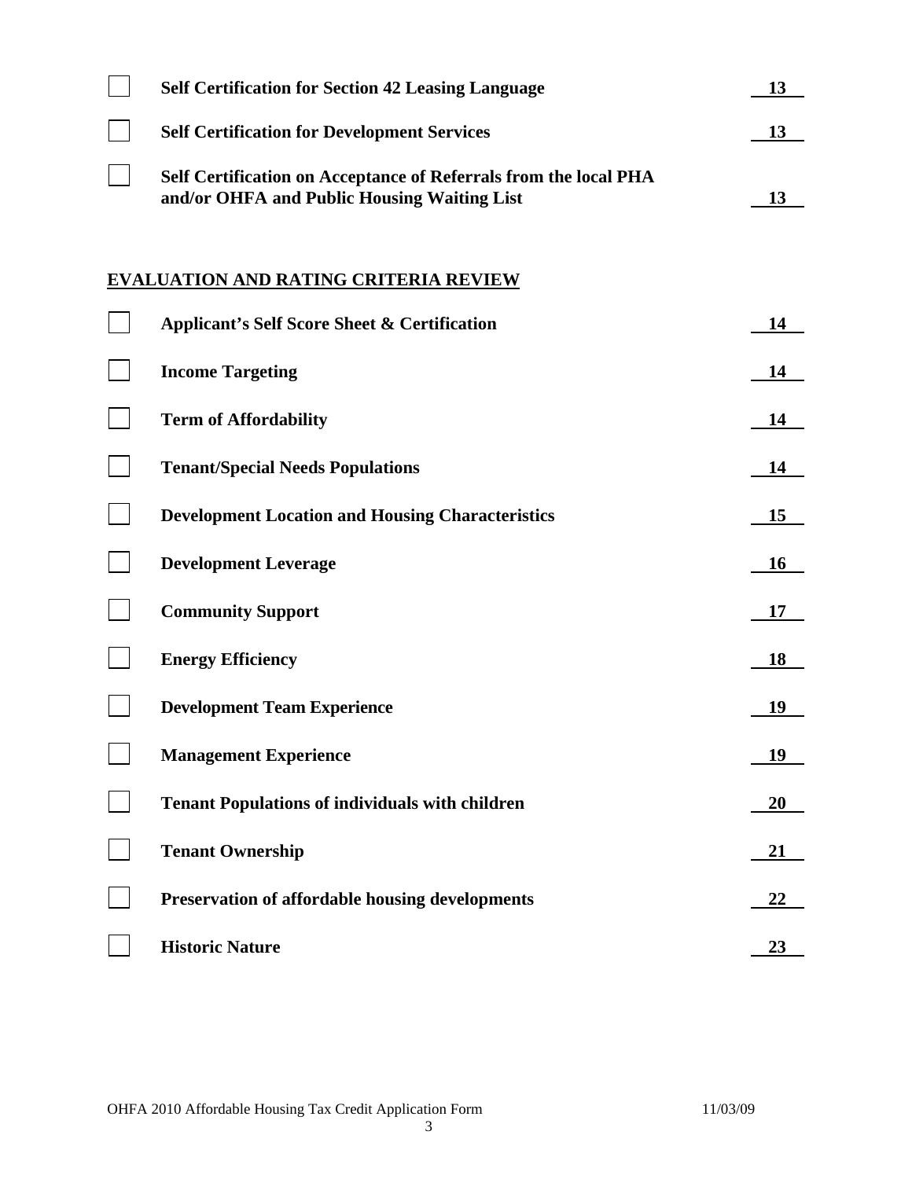| | | |
|---|---|---|
| ☐ | **Self Certification for Section 42 Leasing Language** | **13** |
| ☐ | **Self Certification for Development Services** | **13** |
| ☐ | **Self Certification on Acceptance of Referrals from the local PHA and/or OHFA and Public Housing Waiting List** | **13** |

## EVALUATION AND RATING CRITERIA REVIEW

| | | |
|---|---|---|
| ☐ | **Applicant's Self Score Sheet & Certification** | **14** |
| ☐ | **Income Targeting** | **14** |
| ☐ | **Term of Affordability** | **14** |
| ☐ | **Tenant/Special Needs Populations** | **14** |
| ☐ | **Development Location and Housing Characteristics** | **15** |
| ☐ | **Development Leverage** | **16** |
| ☐ | **Community Support** | **17** |
| ☐ | **Energy Efficiency** | **18** |
| ☐ | **Development Team Experience** | **19** |
| ☐ | **Management Experience** | **19** |
| ☐ | **Tenant Populations of individuals with children** | **20** |
| ☐ | **Tenant Ownership** | **21** |
| ☐ | **Preservation of affordable housing developments** | **22** |
| ☐ | **Historic Nature** | **23** |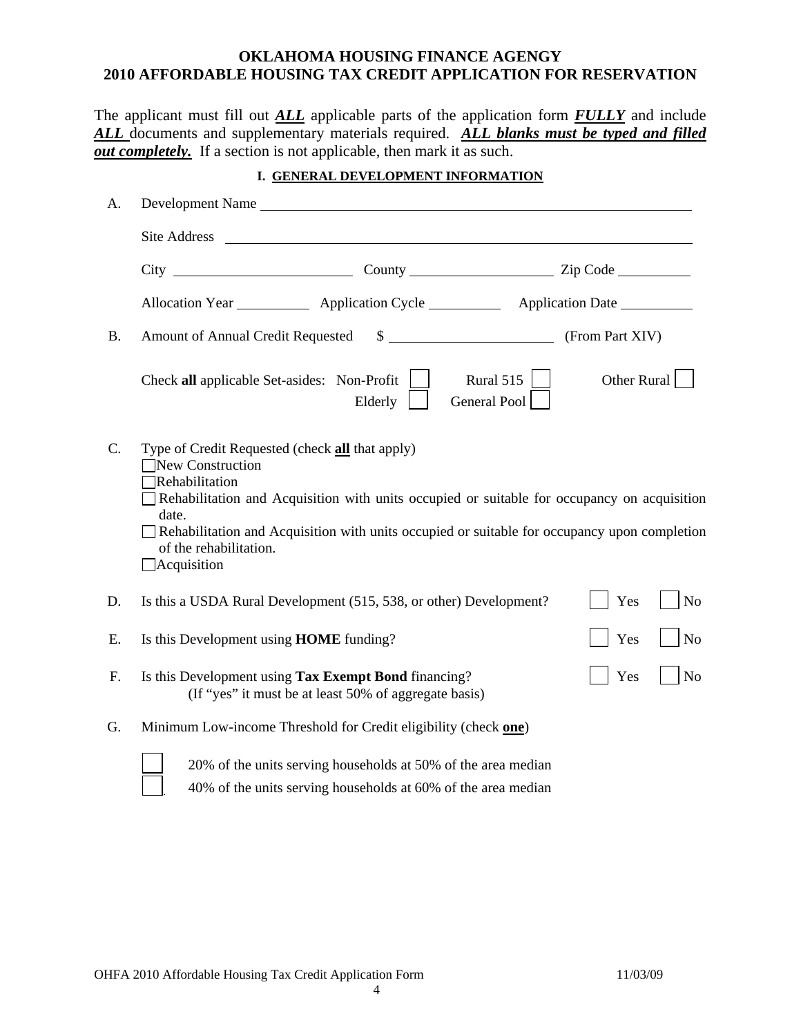# OKLAHOMA HOUSING FINANCE AGENGY
# 2010 AFFORDABLE HOUSING TAX CREDIT APPLICATION FOR RESERVATION

The applicant must fill out ***ALL*** applicable parts of the application form ***FUFLY*** and include ***ALL*** documents and supplementary materials required. ***ALL blanks must be typed and filled out completely.*** If a section is not applicable, then mark it as such.

## I. GENERAL DEVELOPMENT INFORMATION

A. Development Name ______________________________

Site Address ______________________________

City ______________ County ______________ Zip Code __________

Allocation Year __________ Application Cycle __________ Application Date __________

B. Amount of Annual Credit Requested $ ______________ (From Part XIV)

Check **all** applicable Set-asides: Non-Profit ☐ Rural 515 ☐ Other Rural ☐ Elderly ☐ General Pool ☐

C. Type of Credit Requested (check **all** that apply)

☐ New Construction
☐ Rehabilitation
☐ Rehabilitation and Acquisition with units occupied or suitable for occupancy on acquisition date.
☐ Rehabilitation and Acquisition with units occupied or suitable for occupancy upon completion of the rehabilitation.
☐ Acquisition

D. Is this a USDA Rural Development (515, 538, or other) Development? ☐ Yes ☐ No

E. Is this Development using **HOME** funding? ☐ Yes ☐ No

F. Is this Development using **Tax Exempt Bond** financing? ☐ Yes ☐ No
(If "yes" it must be at least 50% of aggregate basis)

G. Minimum Low-income Threshold for Credit eligibility (check **one**)

☐ 20% of the units serving households at 50% of the area median
☐ 40% of the units serving households at 60% of the area median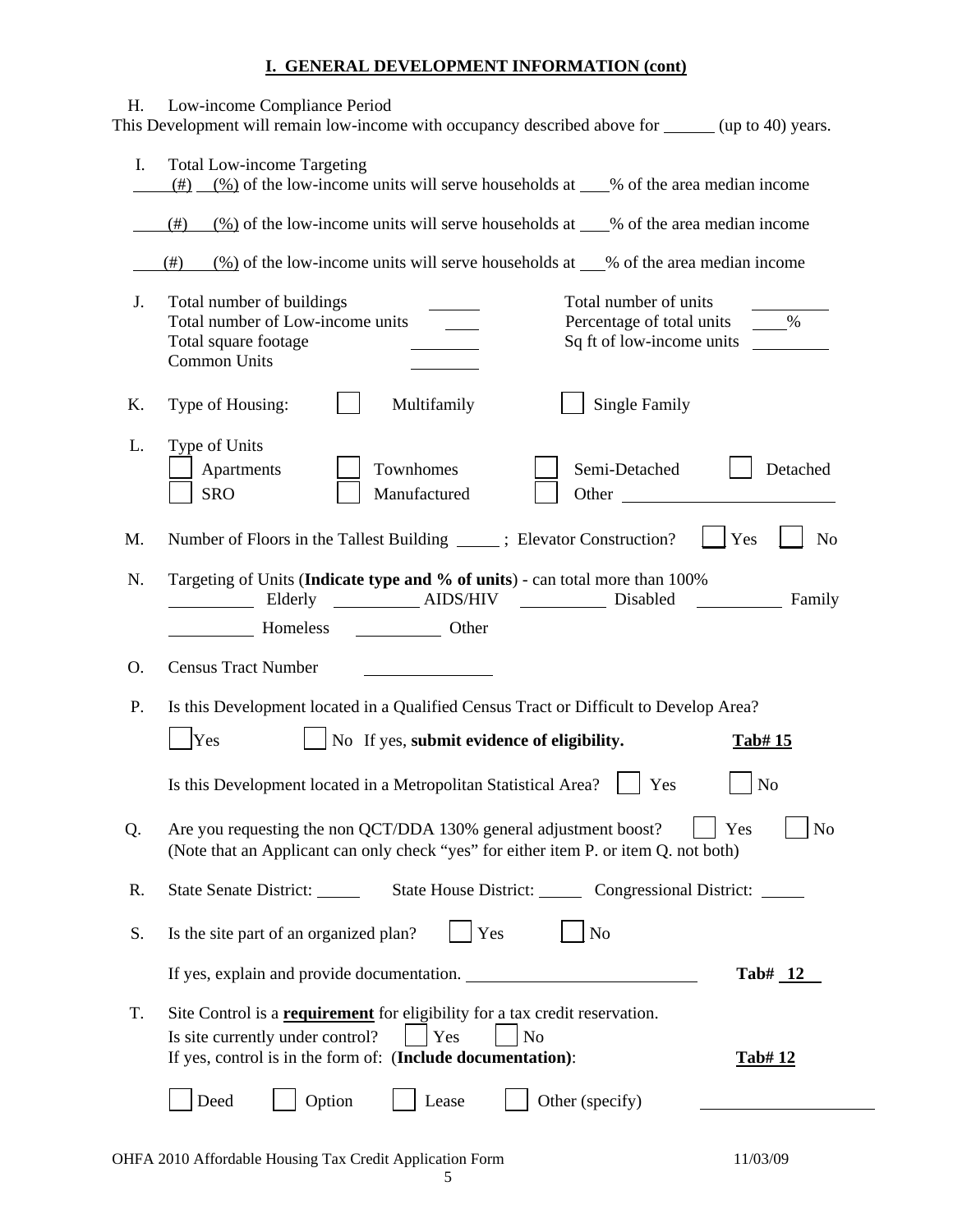## I. GENERAL DEVELOPMENT INFORMATION (cont)

H. Low-income Compliance Period

This Development will remain low-income with occupancy described above for ______ (up to 40) years.

I. Total Low-income Targeting

____(#) ____(%) of the low-income units will serve households at ___% of the area median income

____(#) ____(%) of the low-income units will serve households at ___% of the area median income

____(#) ____(%) of the low-income units will serve households at ___% of the area median income

J. Total number of buildings ______ Total number of units ________

Total number of Low-income units ____ Percentage of total units ____%

Total square footage ________ Sq ft of low-income units ________

Common Units ________

K. Type of Housing: ☐ Multifamily ☐ Single Family

L. Type of Units

☐ Apartments ☐ Townhomes ☐ Semi-Detached ☐ Detached

☐ SRO ☐ Manufactured ☐ Other ________________________

M. Number of Floors in the Tallest Building _____ ; Elevator Construction? ☐ Yes ☐ No

N. Targeting of Units (**Indicate type and % of units**) - can total more than 100%

__________ Elderly __________ AIDS/HIV __________ Disabled __________ Family

__________ Homeless __________ Other

O. Census Tract Number ______________

P. Is this Development located in a Qualified Census Tract or Difficult to Develop Area?

☐ Yes ☐ No If yes, **submit evidence of eligibility.** **Tab# 15**

Is this Development located in a Metropolitan Statistical Area? ☐ Yes ☐ No

Q. Are you requesting the non QCT/DDA 130% general adjustment boost? ☐ Yes ☐ No

(Note that an Applicant can only check "yes" for either item P. or item Q. not both)

R. State Senate District: _____ State House District: _____ Congressional District: _____

S. Is the site part of an organized plan? ☐ Yes ☐ No

If yes, explain and provide documentation. ___________________________ **Tab# 12**

T. Site Control is a **requirement** for eligibility for a tax credit reservation.

Is site currently under control? ☐ Yes ☐ No

If yes, control is in the form of: (**Include documentation**): **Tab# 12**

☐ Deed ☐ Option ☐ Lease ☐ Other (specify) ____________________

OHFA 2010 Affordable Housing Tax Credit Application Form 11/03/09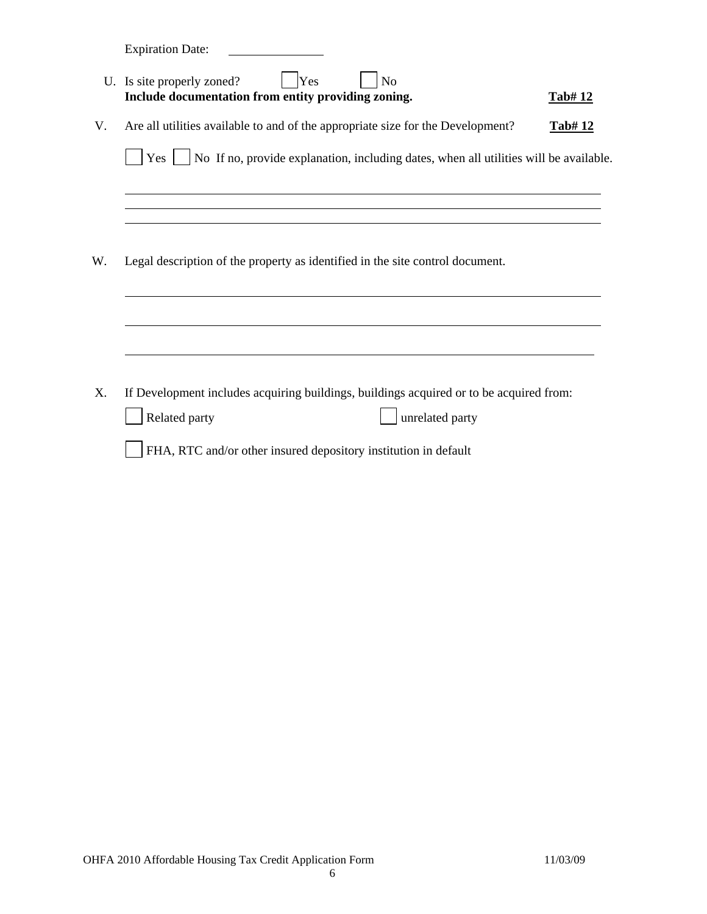Expiration Date: ______________

U. Is site properly zoned? ☐ Yes ☐ No
**Include documentation from entity providing zoning.** **<u>Tab# 12</u>**

V. Are all utilities available to and of the appropriate size for the Development? **<u>Tab# 12</u>**

☐ Yes ☐ No If no, provide explanation, including dates, when all utilities will be available.

_______________________________________________

_______________________________________________

_______________________________________________

W. Legal description of the property as identified in the site control document.

_______________________________________________

_______________________________________________

_______________________________________________

X. If Development includes acquiring buildings, buildings acquired or to be acquired from:

☐ Related party ☐ unrelated party

☐ FHA, RTC and/or other insured depository institution in default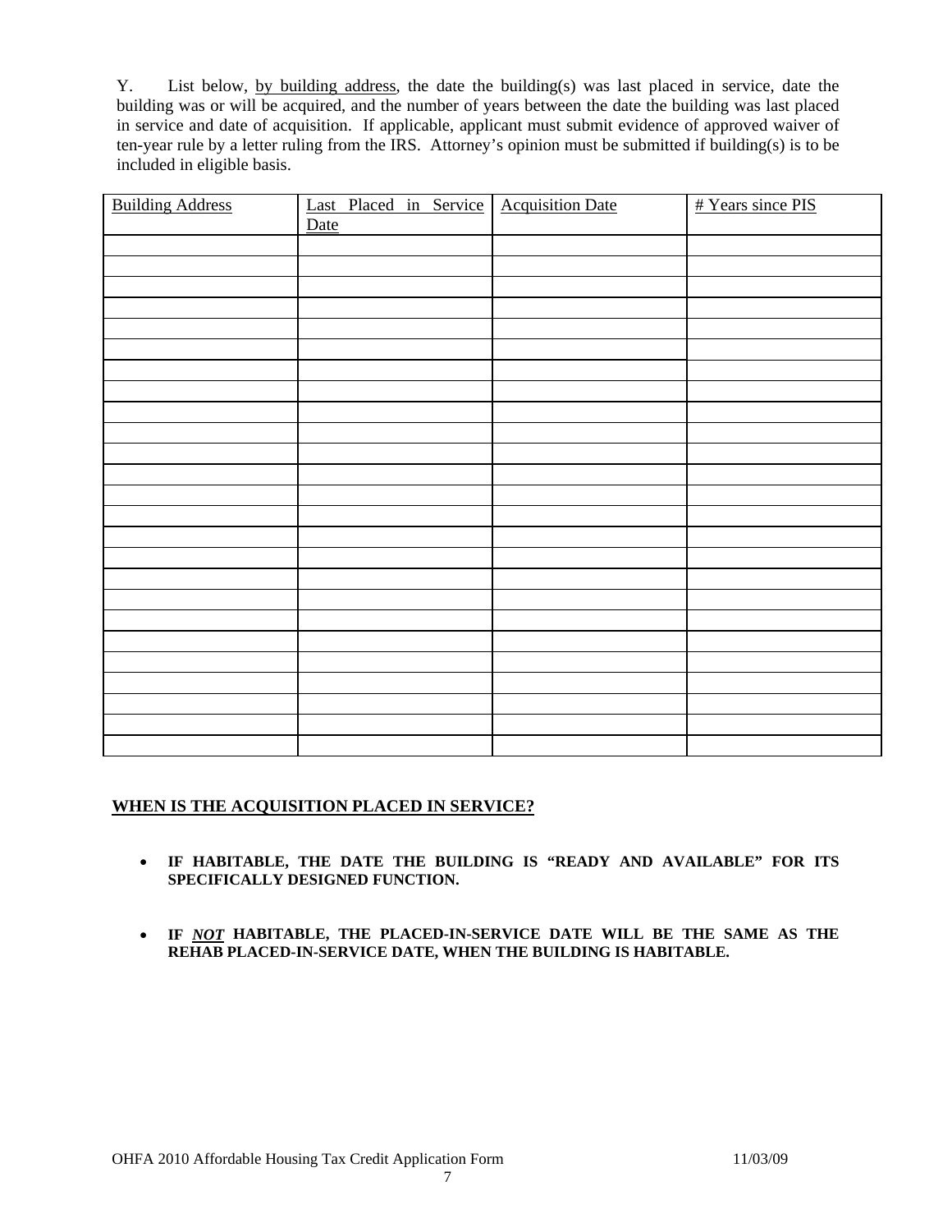Y. List below, by building address, the date the building(s) was last placed in service, date the building was or will be acquired, and the number of years between the date the building was last placed in service and date of acquisition. If applicable, applicant must submit evidence of approved waiver of ten-year rule by a letter ruling from the IRS. Attorney's opinion must be submitted if building(s) is to be included in eligible basis.

| Building Address | Last Placed in Service Date | Acquisition Date | # Years since PIS |
|---|---|---|---|
| | | | |
| | | | |
| | | | |
| | | | |
| | | | |
| | | | |
| | | | |
| | | | |
| | | | |
| | | | |
| | | | |
| | | | |
| | | | |
| | | | |
| | | | |
| | | | |
| | | | |
| | | | |
| | | | |
| | | | |
| | | | |
| | | | |
| | | | |
| | | | |
| | | | |

**WHEN IS THE ACQUISITION PLACED IN SERVICE?**

- **IF HABITABLE, THE DATE THE BUILDING IS "READY AND AVAILABLE" FOR ITS SPECIFICALLY DESIGNED FUNCTION.**
- **IF *NOT* HABITABLE, THE PLACED-IN-SERVICE DATE WILL BE THE SAME AS THE REHAB PLACED-IN-SERVICE DATE, WHEN THE BUILDING IS HABITABLE.**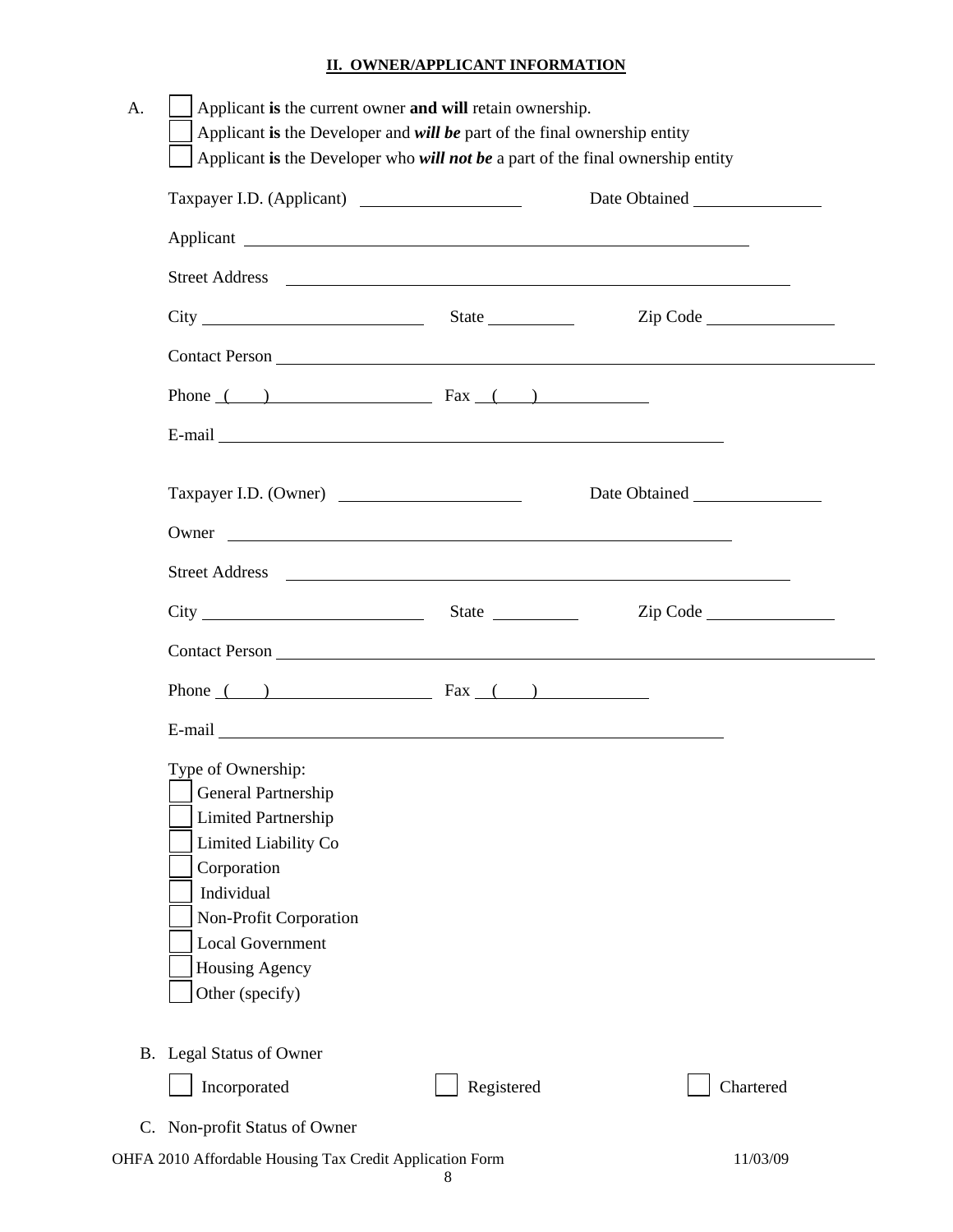## II. OWNER/APPLICANT INFORMATION

A.
- ☐ Applicant **is** the current owner **and will** retain ownership.
- ☐ Applicant **is** the Developer and ***will be*** part of the final ownership entity
- ☐ Applicant **is** the Developer who ***will not be*** a part of the final ownership entity

Taxpayer I.D. (Applicant) ____________________ Date Obtained ________________

Applicant ________________________________________________________________

Street Address ____________________________________________________________

City ___________________________ State ___________ Zip Code ________________

Contact Person ____________________________________________________________

Phone (     ) ____________________ Fax (     ) ______________

E-mail ___________________________________________________________________

Taxpayer I.D. (Owner) ______________________ Date Obtained ________________

Owner ___________________________________________________________________

Street Address ____________________________________________________________

City ___________________________ State ___________ Zip Code ________________

Contact Person ____________________________________________________________

Phone (     ) ____________________ Fax (     ) ______________

E-mail ___________________________________________________________________

Type of Ownership:
- ☐ General Partnership
- ☐ Limited Partnership
- ☐ Limited Liability Co
- ☐ Corporation
- ☐ Individual
- ☐ Non-Profit Corporation
- ☐ Local Government
- ☐ Housing Agency
- ☐ Other (specify)

B. Legal Status of Owner

☐ Incorporated ☐ Registered ☐ Chartered

C. Non-profit Status of Owner

OHFA 2010 Affordable Housing Tax Credit Application Form 11/03/09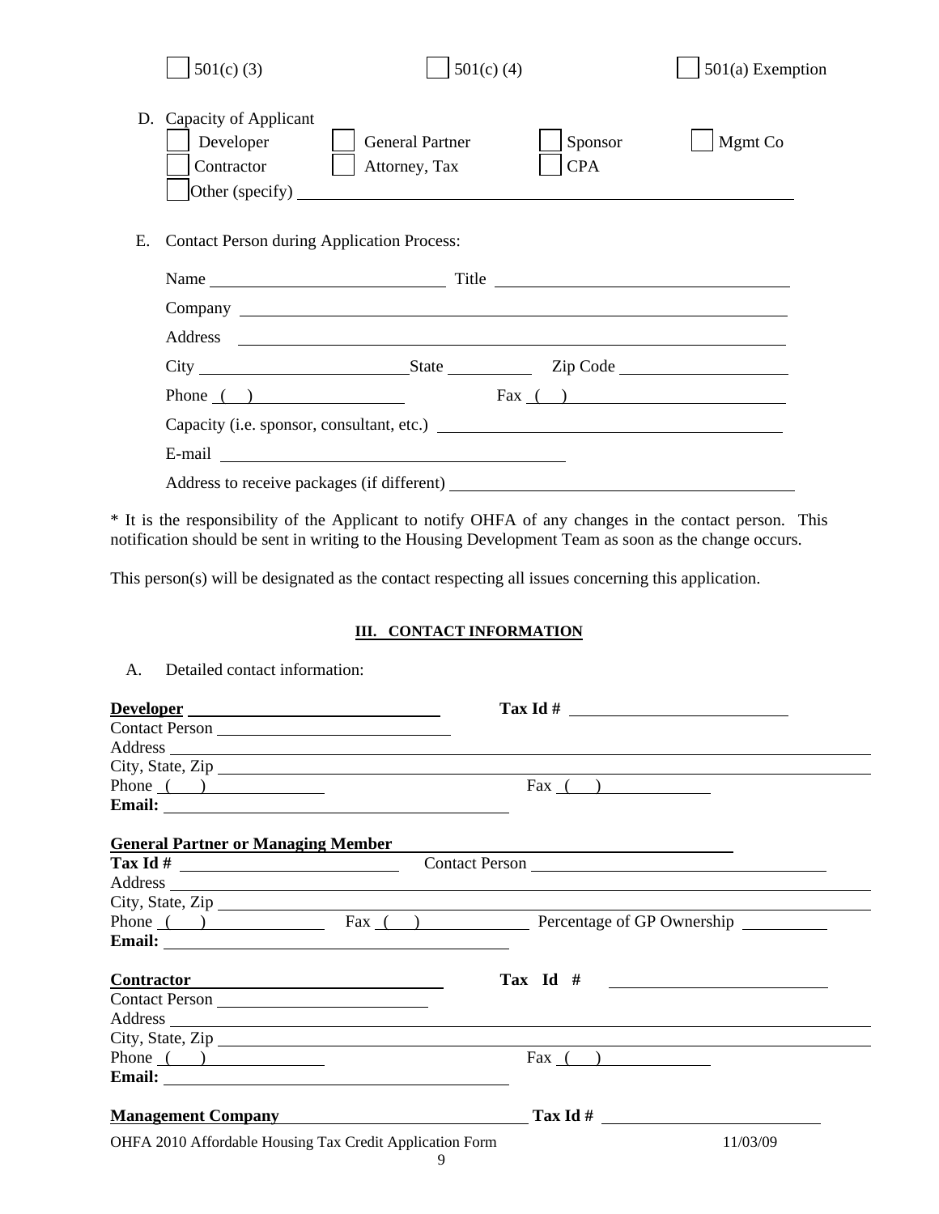☐ 501(c) (3) ☐ 501(c) (4) ☐ 501(a) Exemption

D. Capacity of Applicant

☐ Developer ☐ General Partner ☐ Sponsor ☐ Mgmt Co

☐ Contractor ☐ Attorney, Tax ☐ CPA

☐ Other (specify) ____________________________________________

E. Contact Person during Application Process:

Name ______________________ Title ______________________

Company ______________________________________________

Address ______________________________________________

City ______________________ State __________ Zip Code ______________

Phone ( ) ______________ Fax ( ) ______________

Capacity (i.e. sponsor, consultant, etc.) ______________________________

E-mail ______________________________

Address to receive packages (if different) ______________________________

* It is the responsibility of the Applicant to notify OHFA of any changes in the contact person. This notification should be sent in writing to the Housing Development Team as soon as the change occurs.

This person(s) will be designated as the contact respecting all issues concerning this application.

## III. CONTACT INFORMATION

A. Detailed contact information:

**Developer** ______________________ **Tax Id #** ______________________

Contact Person ______________________

Address ______________________________________________

City, State, Zip ______________________________________________

Phone ( ) ______________ Fax ( ) ______________

**Email:** ______________________________

**General Partner or Managing Member** ______________________________

**Tax Id #** ______________________ Contact Person ______________________

Address ______________________________________________

City, State, Zip ______________________________________________

Phone ( ) ______________ Fax ( ) ______________ Percentage of GP Ownership __________

**Email:** ______________________________

**Contractor** ______________________ **Tax Id #** ______________________

Contact Person ______________________

Address ______________________________________________

City, State, Zip ______________________________________________

Phone ( ) ______________ Fax ( ) ______________

**Email:** ______________________________

**Management Company** ______________________ **Tax Id #** ______________________

OHFA 2010 Affordable Housing Tax Credit Application Form 11/03/09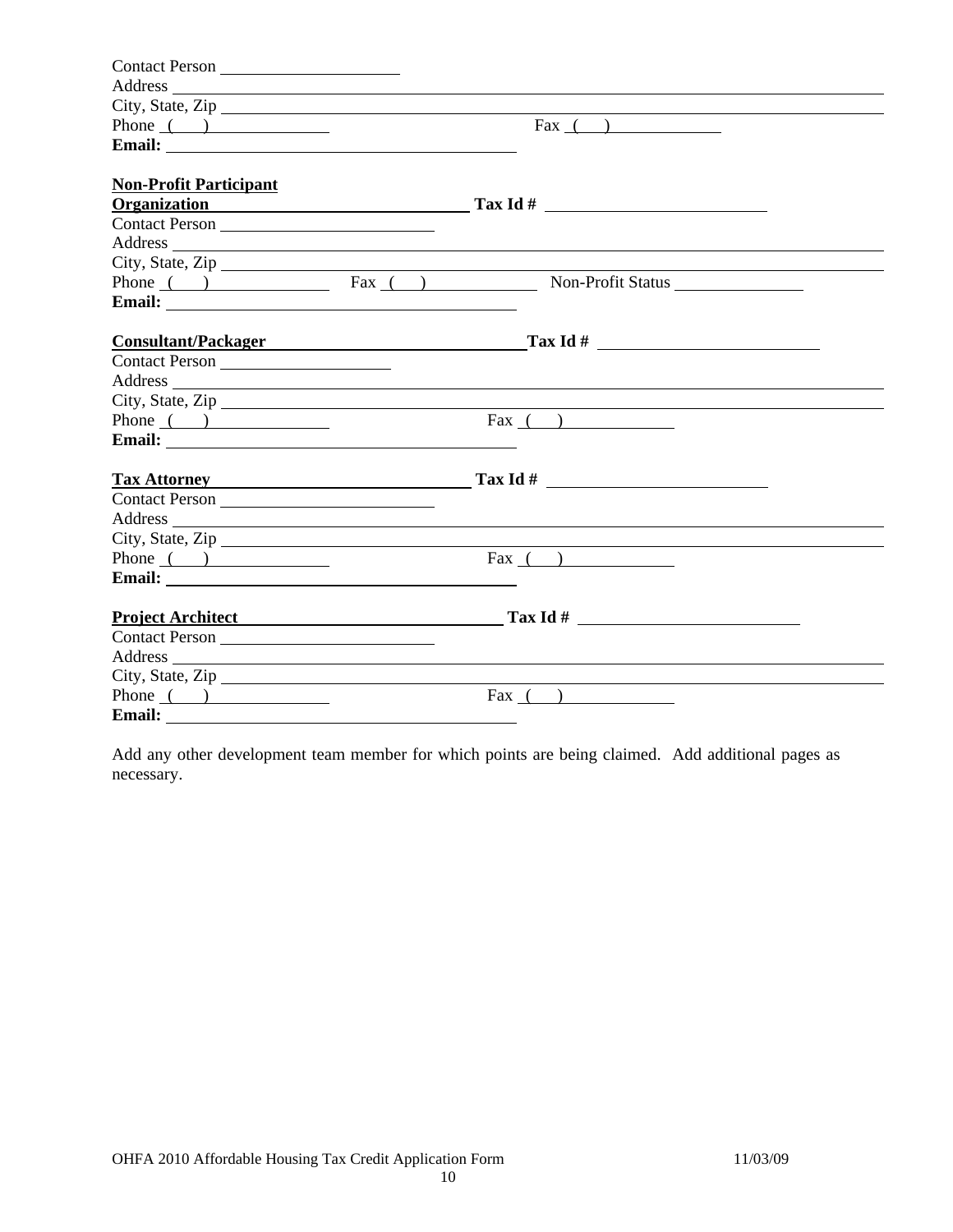Contact Person \_\_\_\_\_\_\_\_\_\_\_\_\_\_\_\_\_\_\_\_
Address \_\_\_\_\_\_\_\_\_\_\_\_\_\_\_\_\_\_\_\_\_\_\_\_\_\_\_\_\_\_\_\_\_\_\_\_\_\_\_\_\_\_\_\_\_\_\_\_\_\_\_\_\_\_\_\_\_\_
City, State, Zip \_\_\_\_\_\_\_\_\_\_\_\_\_\_\_\_\_\_\_\_\_\_\_\_\_\_\_\_\_\_\_\_\_\_\_\_\_\_\_\_\_\_\_\_\_\_\_\_\_\_\_\_
Phone ( ) \_\_\_\_\_\_\_\_\_\_\_\_\_\_ Fax ( ) \_\_\_\_\_\_\_\_\_\_\_\_\_\_
**Email:** \_\_\_\_\_\_\_\_\_\_\_\_\_\_\_\_\_\_\_\_\_\_\_\_\_\_\_\_\_\_\_\_\_\_

**Non-Profit Participant**
**Organization** \_\_\_\_\_\_\_\_\_\_\_\_\_\_\_\_\_\_\_\_\_\_\_\_\_\_ **Tax Id #** \_\_\_\_\_\_\_\_\_\_\_\_\_\_\_\_\_\_\_\_\_\_\_\_
Contact Person \_\_\_\_\_\_\_\_\_\_\_\_\_\_\_\_\_\_\_\_
Address \_\_\_\_\_\_\_\_\_\_\_\_\_\_\_\_\_\_\_\_\_\_\_\_\_\_\_\_\_\_\_\_\_\_\_\_\_\_\_\_\_\_\_\_\_\_\_\_\_\_\_\_\_\_\_\_\_\_
City, State, Zip \_\_\_\_\_\_\_\_\_\_\_\_\_\_\_\_\_\_\_\_\_\_\_\_\_\_\_\_\_\_\_\_\_\_\_\_\_\_\_\_\_\_\_\_\_\_\_\_\_\_\_\_
Phone ( ) \_\_\_\_\_\_\_\_\_\_\_\_\_\_ Fax ( ) \_\_\_\_\_\_\_\_\_\_\_\_\_\_ Non-Profit Status \_\_\_\_\_\_\_\_\_\_\_\_\_\_
**Email:** \_\_\_\_\_\_\_\_\_\_\_\_\_\_\_\_\_\_\_\_\_\_\_\_\_\_\_\_\_\_\_\_\_\_

**Consultant/Packager** \_\_\_\_\_\_\_\_\_\_\_\_\_\_\_\_\_\_\_\_\_\_\_\_\_\_ **Tax Id #** \_\_\_\_\_\_\_\_\_\_\_\_\_\_\_\_\_\_\_\_\_\_\_\_
Contact Person \_\_\_\_\_\_\_\_\_\_\_\_\_\_\_\_\_\_\_\_
Address \_\_\_\_\_\_\_\_\_\_\_\_\_\_\_\_\_\_\_\_\_\_\_\_\_\_\_\_\_\_\_\_\_\_\_\_\_\_\_\_\_\_\_\_\_\_\_\_\_\_\_\_\_\_\_\_\_\_
City, State, Zip \_\_\_\_\_\_\_\_\_\_\_\_\_\_\_\_\_\_\_\_\_\_\_\_\_\_\_\_\_\_\_\_\_\_\_\_\_\_\_\_\_\_\_\_\_\_\_\_\_\_\_\_
Phone ( ) \_\_\_\_\_\_\_\_\_\_\_\_\_\_ Fax ( ) \_\_\_\_\_\_\_\_\_\_\_\_\_\_
**Email:** \_\_\_\_\_\_\_\_\_\_\_\_\_\_\_\_\_\_\_\_\_\_\_\_\_\_\_\_\_\_\_\_\_\_

**Tax Attorney** \_\_\_\_\_\_\_\_\_\_\_\_\_\_\_\_\_\_\_\_\_\_\_\_\_\_ **Tax Id #** \_\_\_\_\_\_\_\_\_\_\_\_\_\_\_\_\_\_\_\_\_\_\_\_
Contact Person \_\_\_\_\_\_\_\_\_\_\_\_\_\_\_\_\_\_\_\_
Address \_\_\_\_\_\_\_\_\_\_\_\_\_\_\_\_\_\_\_\_\_\_\_\_\_\_\_\_\_\_\_\_\_\_\_\_\_\_\_\_\_\_\_\_\_\_\_\_\_\_\_\_\_\_\_\_\_\_
City, State, Zip \_\_\_\_\_\_\_\_\_\_\_\_\_\_\_\_\_\_\_\_\_\_\_\_\_\_\_\_\_\_\_\_\_\_\_\_\_\_\_\_\_\_\_\_\_\_\_\_\_\_\_\_
Phone ( ) \_\_\_\_\_\_\_\_\_\_\_\_\_\_ Fax ( ) \_\_\_\_\_\_\_\_\_\_\_\_\_\_
**Email:** \_\_\_\_\_\_\_\_\_\_\_\_\_\_\_\_\_\_\_\_\_\_\_\_\_\_\_\_\_\_\_\_\_\_

**Project Architect** \_\_\_\_\_\_\_\_\_\_\_\_\_\_\_\_\_\_\_\_\_\_\_\_\_\_ **Tax Id #** \_\_\_\_\_\_\_\_\_\_\_\_\_\_\_\_\_\_\_\_\_\_\_\_
Contact Person \_\_\_\_\_\_\_\_\_\_\_\_\_\_\_\_\_\_\_\_
Address \_\_\_\_\_\_\_\_\_\_\_\_\_\_\_\_\_\_\_\_\_\_\_\_\_\_\_\_\_\_\_\_\_\_\_\_\_\_\_\_\_\_\_\_\_\_\_\_\_\_\_\_\_\_\_\_\_\_
City, State, Zip \_\_\_\_\_\_\_\_\_\_\_\_\_\_\_\_\_\_\_\_\_\_\_\_\_\_\_\_\_\_\_\_\_\_\_\_\_\_\_\_\_\_\_\_\_\_\_\_\_\_\_\_
Phone ( ) \_\_\_\_\_\_\_\_\_\_\_\_\_\_ Fax ( ) \_\_\_\_\_\_\_\_\_\_\_\_\_\_
**Email:** \_\_\_\_\_\_\_\_\_\_\_\_\_\_\_\_\_\_\_\_\_\_\_\_\_\_\_\_\_\_\_\_\_\_

Add any other development team member for which points are being claimed. Add additional pages as necessary.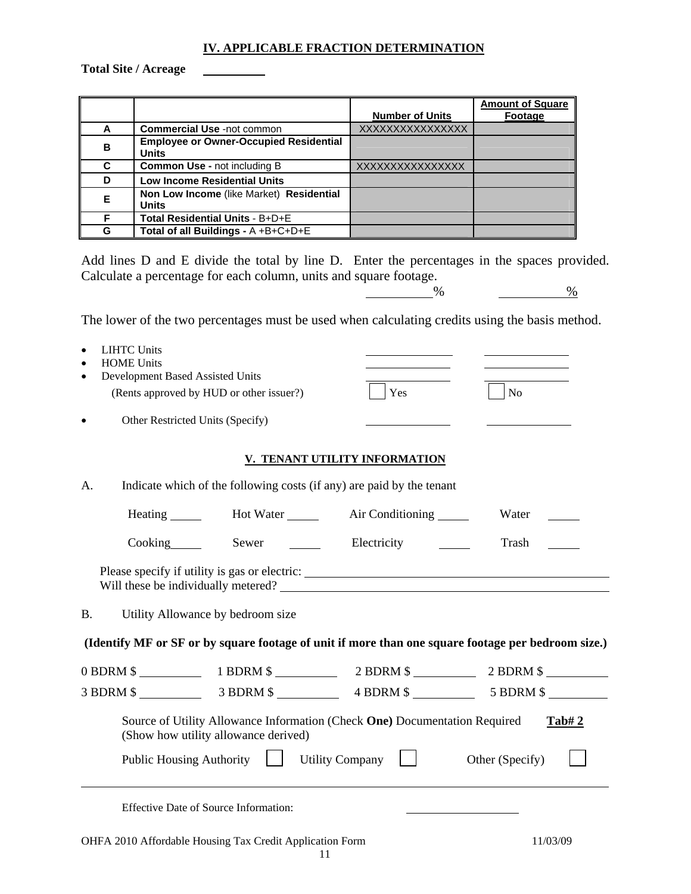## IV. APPLICABLE FRACTION DETERMINATION

**Total Site / Acreage** __________

| | | Number of Units | Amount of Square Footage |
|---|---|---|---|
| A | **Commercial Use** -not common | XXXXXXXXXXXXXXX | |
| B | **Employee or Owner-Occupied Residential Units** | | |
| C | **Common Use -** not including B | XXXXXXXXXXXXXXX | |
| D | **Low Income Residential Units** | | |
| E | **Non Low Income** (like Market) **Residential Units** | | |
| F | **Total Residential Units** - B+D+E | | |
| G | **Total of all Buildings -** A +B+C+D+E | | |

Add lines D and E divide the total by line D. Enter the percentages in the spaces provided. Calculate a percentage for each column, units and square footage.

__________% __________%

The lower of the two percentages must be used when calculating credits using the basis method.

- LIHTC Units ______________ ______________
- HOME Units ______________ ______________
- Development Based Assisted Units ______________ ______________
  (Rents approved by HUD or other issuer?) ☐ Yes ☐ No
- Other Restricted Units (Specify) ______________ ______________

## V. TENANT UTILITY INFORMATION

A. Indicate which of the following costs (if any) are paid by the tenant

Heating _____ Hot Water _____ Air Conditioning _____ Water _____

Cooking_____ Sewer _____ Electricity _____ Trash _____

Please specify if utility is gas or electric: ______________________________
Will these be individually metered? ______________________________

B. Utility Allowance by bedroom size

**(Identify MF or SF or by square footage of unit if more than one square footage per bedroom size.)**

0 BDRM $ __________ 1 BDRM $ __________ 2 BDRM $ __________ 2 BDRM $ __________

3 BDRM $ __________ 3 BDRM $ __________ 4 BDRM $ __________ 5 BDRM $ __________

Source of Utility Allowance Information (Check **One**) Documentation Required **Tab# 2**
(Show how utility allowance derived)

Public Housing Authority ☐ Utility Company ☐ Other (Specify) ☐

Effective Date of Source Information: ____________________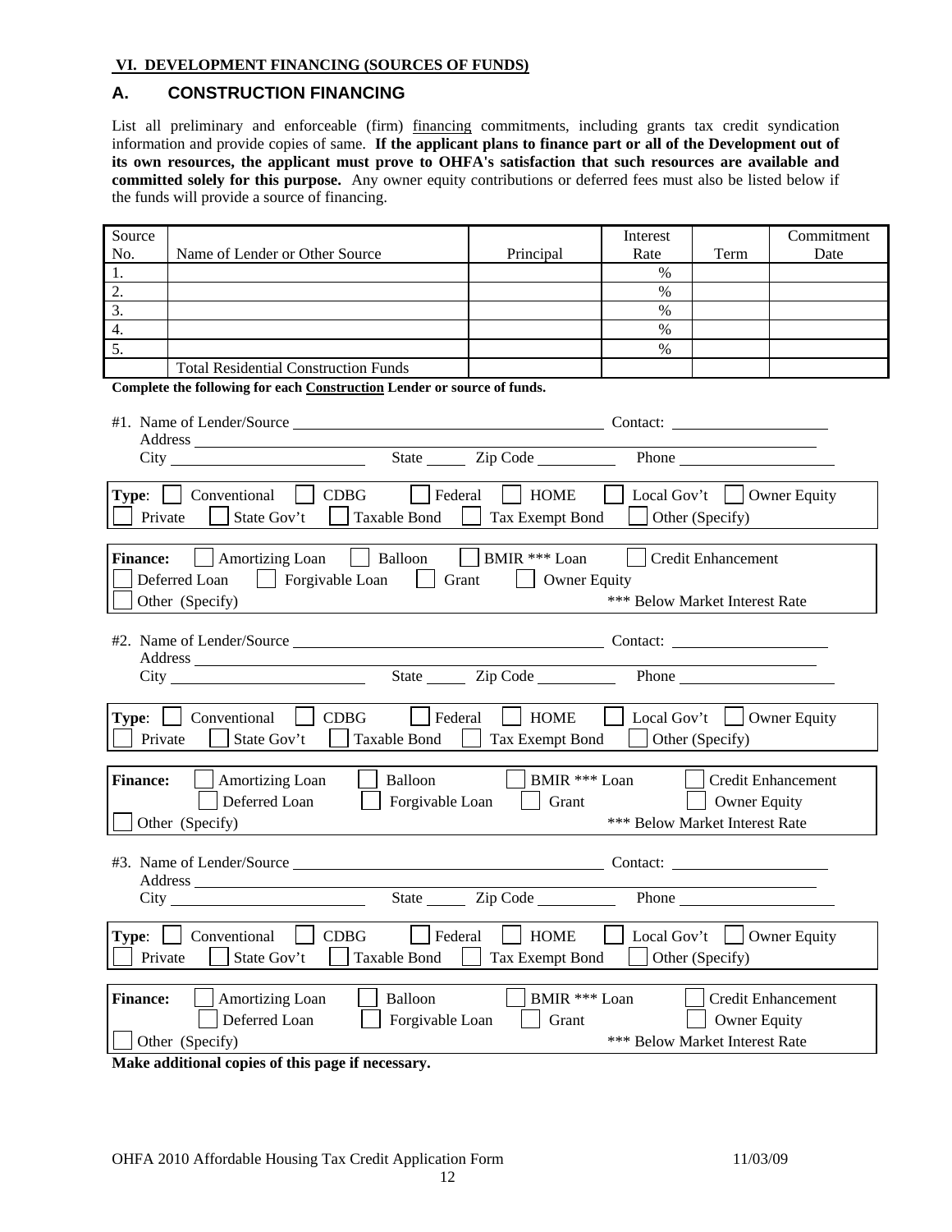**VI. DEVELOPMENT FINANCING (SOURCES OF FUNDS)**

## A. CONSTRUCTION FINANCING

List all preliminary and enforceable (firm) financing commitments, including grants tax credit syndication information and provide copies of same. **If the applicant plans to finance part or all of the Development out of its own resources, the applicant must prove to OHFA's satisfaction that such resources are available and committed solely for this purpose.** Any owner equity contributions or deferred fees must also be listed below if the funds will provide a source of financing.

| Source No. | Name of Lender or Other Source | Principal | Interest Rate | Term | Commitment Date |
|---|---|---|---|---|---|
| 1. | | | % | | |
| 2. | | | % | | |
| 3. | | | % | | |
| 4. | | | % | | |
| 5. | | | % | | |
| | Total Residential Construction Funds | | | | |

**Complete the following for each Construction Lender or source of funds.**

#1. Name of Lender/Source ______________________ Contact: ______________
Address ______________________
City ______________ State _____ Zip Code ________ Phone ______________

**Type:** ☐ Conventional ☐ CDBG ☐ Federal ☐ HOME ☐ Local Gov't ☐ Owner Equity ☐ Private ☐ State Gov't ☐ Taxable Bond ☐ Tax Exempt Bond ☐ Other (Specify)

**Finance:** ☐ Amortizing Loan ☐ Balloon ☐ BMIR *** Loan ☐ Credit Enhancement ☐ Deferred Loan ☐ Forgivable Loan ☐ Grant ☐ Owner Equity ☐ Other (Specify)
*** Below Market Interest Rate

#2. Name of Lender/Source ______________________ Contact: ______________
Address ______________________
City ______________ State _____ Zip Code ________ Phone ______________

**Type:** ☐ Conventional ☐ CDBG ☐ Federal ☐ HOME ☐ Local Gov't ☐ Owner Equity ☐ Private ☐ State Gov't ☐ Taxable Bond ☐ Tax Exempt Bond ☐ Other (Specify)

**Finance:** ☐ Amortizing Loan ☐ Balloon ☐ BMIR *** Loan ☐ Credit Enhancement ☐ Deferred Loan ☐ Forgivable Loan ☐ Grant ☐ Owner Equity ☐ Other (Specify)
*** Below Market Interest Rate

#3. Name of Lender/Source ______________________ Contact: ______________
Address ______________________
City ______________ State _____ Zip Code ________ Phone ______________

**Type:** ☐ Conventional ☐ CDBG ☐ Federal ☐ HOME ☐ Local Gov't ☐ Owner Equity ☐ Private ☐ State Gov't ☐ Taxable Bond ☐ Tax Exempt Bond ☐ Other (Specify)

**Finance:** ☐ Amortizing Loan ☐ Balloon ☐ BMIR *** Loan ☐ Credit Enhancement ☐ Deferred Loan ☐ Forgivable Loan ☐ Grant ☐ Owner Equity ☐ Other (Specify)
*** Below Market Interest Rate

**Make additional copies of this page if necessary.**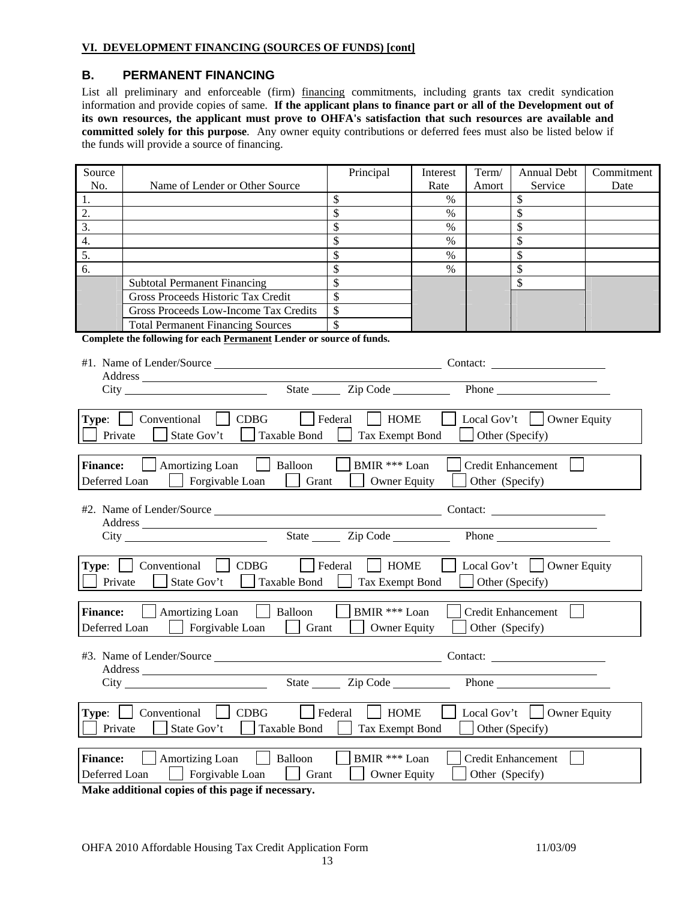**VI. DEVELOPMENT FINANCING (SOURCES OF FUNDS) [cont]**

## B. PERMANENT FINANCING

List all preliminary and enforceable (firm) financing commitments, including grants tax credit syndication information and provide copies of same. **If the applicant plans to finance part or all of the Development out of its own resources, the applicant must prove to OHFA's satisfaction that such resources are available and committed solely for this purpose**. Any owner equity contributions or deferred fees must also be listed below if the funds will provide a source of financing.

| Source No. | Name of Lender or Other Source | Principal | Interest Rate | Term/ Amort | Annual Debt Service | Commitment Date |
|---|---|---|---|---|---|---|
| 1. | | $ | % | | $ | |
| 2. | | $ | % | | $ | |
| 3. | | $ | % | | $ | |
| 4. | | $ | % | | $ | |
| 5. | | $ | % | | $ | |
| 6. | | $ | % | | $ | |
| | Subtotal Permanent Financing | $ | | | $ | |
| | Gross Proceeds Historic Tax Credit | $ | | | | |
| | Gross Proceeds Low-Income Tax Credits | $ | | | | |
| | Total Permanent Financing Sources | $ | | | | |

**Complete the following for each Permanent Lender or source of funds.**

#1. Name of Lender/Source ________________________ Contact: ____________
Address ________________________________________________
City ________________ State _____ Zip Code __________ Phone ____________

**Type**: ☐ Conventional ☐ CDBG ☐ Federal ☐ HOME ☐ Local Gov't ☐ Owner Equity ☐ Private ☐ State Gov't ☐ Taxable Bond ☐ Tax Exempt Bond ☐ Other (Specify)

**Finance:** ☐ Amortizing Loan ☐ Balloon ☐ BMIR *** Loan ☐ Credit Enhancement ☐ Deferred Loan ☐ Forgivable Loan ☐ Grant ☐ Owner Equity ☐ Other (Specify)

#2. Name of Lender/Source ________________________ Contact: ____________
Address ________________________________________________
City ________________ State _____ Zip Code __________ Phone ____________

**Type**: ☐ Conventional ☐ CDBG ☐ Federal ☐ HOME ☐ Local Gov't ☐ Owner Equity ☐ Private ☐ State Gov't ☐ Taxable Bond ☐ Tax Exempt Bond ☐ Other (Specify)

**Finance:** ☐ Amortizing Loan ☐ Balloon ☐ BMIR *** Loan ☐ Credit Enhancement ☐ Deferred Loan ☐ Forgivable Loan ☐ Grant ☐ Owner Equity ☐ Other (Specify)

#3. Name of Lender/Source ________________________ Contact: ____________
Address ________________________________________________
City ________________ State _____ Zip Code __________ Phone ____________

**Type**: ☐ Conventional ☐ CDBG ☐ Federal ☐ HOME ☐ Local Gov't ☐ Owner Equity ☐ Private ☐ State Gov't ☐ Taxable Bond ☐ Tax Exempt Bond ☐ Other (Specify)

**Finance:** ☐ Amortizing Loan ☐ Balloon ☐ BMIR *** Loan ☐ Credit Enhancement ☐ Deferred Loan ☐ Forgivable Loan ☐ Grant ☐ Owner Equity ☐ Other (Specify)

**Make additional copies of this page if necessary.**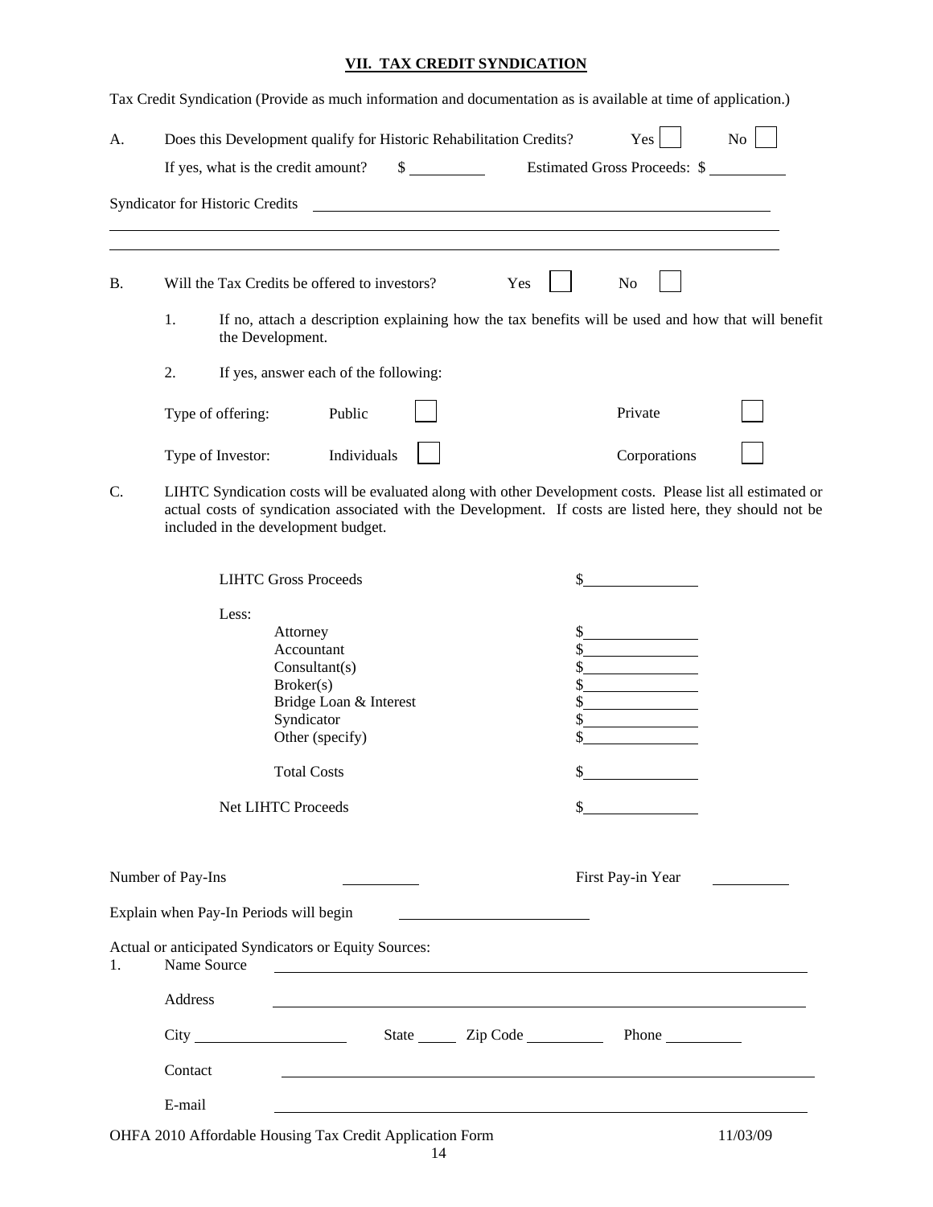## VII. TAX CREDIT SYNDICATION

Tax Credit Syndication (Provide as much information and documentation as is available at time of application.)

A. Does this Development qualify for Historic Rehabilitation Credits? Yes ☐ No ☐

If yes, what is the credit amount? $ __________ Estimated Gross Proceeds: $ __________

Syndicator for Historic Credits ____________________________________________

______________________________________________________________________

______________________________________________________________________

B. Will the Tax Credits be offered to investors? Yes ☐ No ☐

1. If no, attach a description explaining how the tax benefits will be used and how that will benefit the Development.

2. If yes, answer each of the following:

Type of offering: Public ☐ Private ☐

Type of Investor: Individuals ☐ Corporations ☐

C. LIHTC Syndication costs will be evaluated along with other Development costs. Please list all estimated or actual costs of syndication associated with the Development. If costs are listed here, they should not be included in the development budget.

| | |
|---|---|
| LIHTC Gross Proceeds | $ __________ |
| Less: | |
| Attorney | $ __________ |
| Accountant | $ __________ |
| Consultant(s) | $ __________ |
| Broker(s) | $ __________ |
| Bridge Loan & Interest | $ __________ |
| Syndicator | $ __________ |
| Other (specify) | $ __________ |
| Total Costs | $ __________ |
| Net LIHTC Proceeds | $ __________ |

Number of Pay-Ins __________ First Pay-in Year __________

Explain when Pay-In Periods will begin ____________________

Actual or anticipated Syndicators or Equity Sources:

1. Name Source ____________________________________________

Address ____________________________________________

City ____________ State _____ Zip Code _________ Phone _________

Contact ____________________________________________

E-mail ____________________________________________

OHFA 2010 Affordable Housing Tax Credit Application Form 11/03/09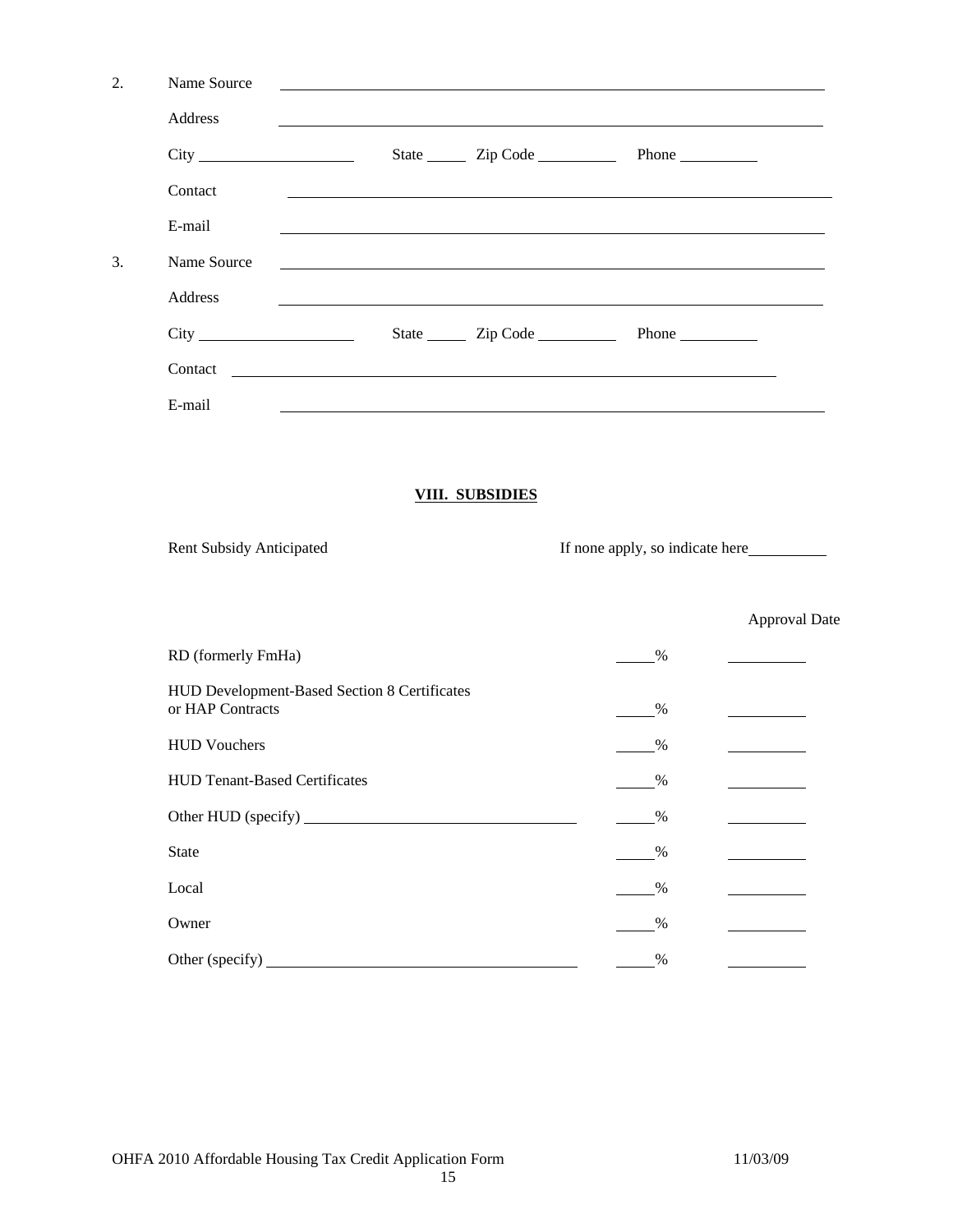2. Name Source ______________________________________________

   Address ______________________________________________

   City ____________________ State _____ Zip Code __________ Phone __________

   Contact ______________________________________________

   E-mail ______________________________________________

3. Name Source ______________________________________________

   Address ______________________________________________

   City ____________________ State _____ Zip Code __________ Phone __________

   Contact ______________________________________________

   E-mail ______________________________________________

## VIII. SUBSIDIES

Rent Subsidy Anticipated &nbsp;&nbsp;&nbsp;&nbsp;&nbsp;&nbsp;&nbsp;&nbsp; If none apply, so indicate here__________

| | | Approval Date |
|---|---|---|
| RD (formerly FmHa) | _____% | __________ |
| HUD Development-Based Section 8 Certificates or HAP Contracts | _____% | __________ |
| HUD Vouchers | _____% | __________ |
| HUD Tenant-Based Certificates | _____% | __________ |
| Other HUD (specify) __________________ | _____% | __________ |
| State | _____% | __________ |
| Local | _____% | __________ |
| Owner | _____% | __________ |
| Other (specify) __________________ | _____% | __________ |

OHFA 2010 Affordable Housing Tax Credit Application Form 11/03/09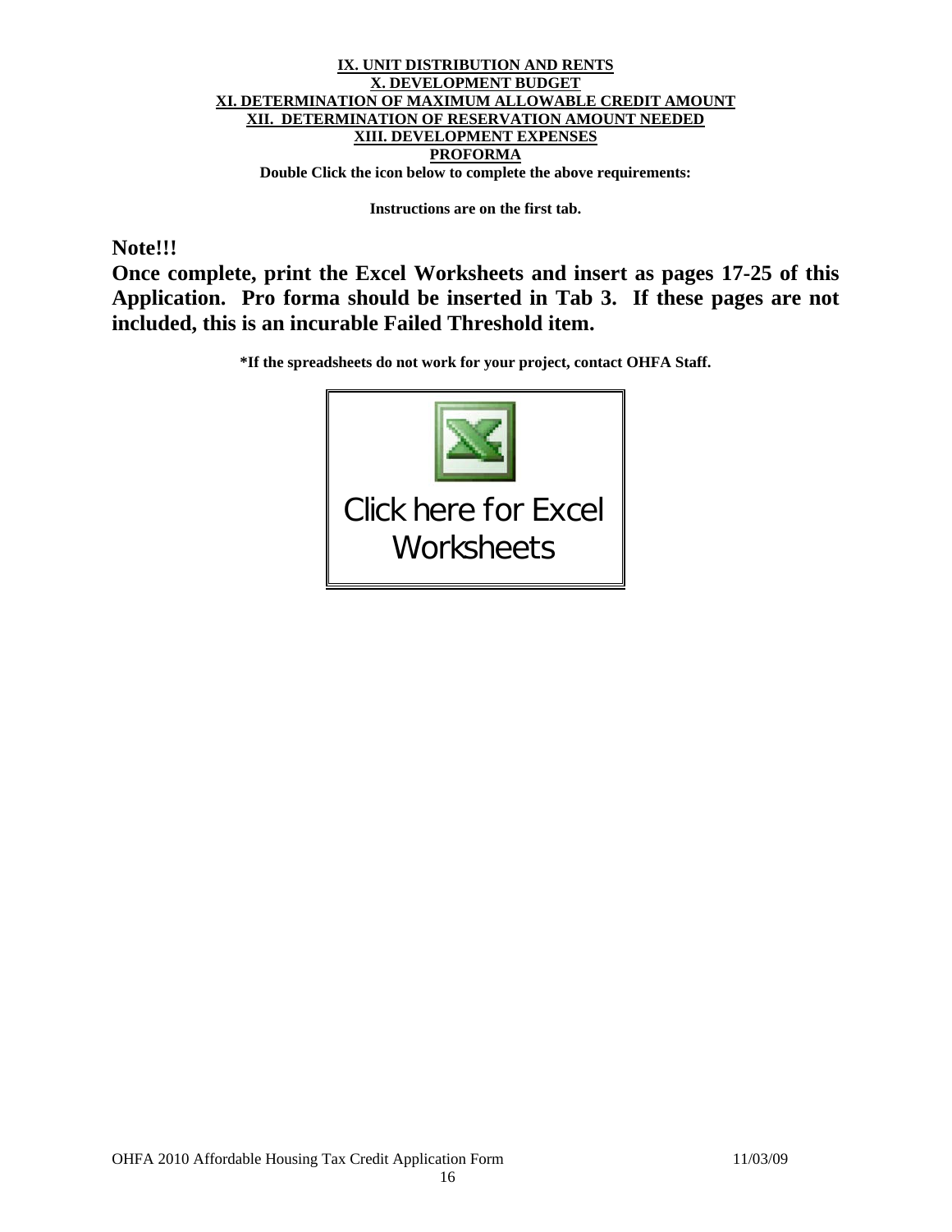**IX. UNIT DISTRIBUTION AND RENTS**
**X. DEVELOPMENT BUDGET**
**XI. DETERMINATION OF MAXIMUM ALLOWABLE CREDIT AMOUNT**
**XII. DETERMINATION OF RESERVATION AMOUNT NEEDED**
**XIII. DEVELOPMENT EXPENSES**
**PROFORMA**

**Double Click the icon below to complete the above requirements:**

**Instructions are on the first tab.**

**Note!!!**

**Once complete, print the Excel Worksheets and insert as pages 17-25 of this Application. Pro forma should be inserted in Tab 3. If these pages are not included, this is an incurable Failed Threshold item.**

**\*If the spreadsheets do not work for your project, contact OHFA Staff.**

Click here for Excel Worksheets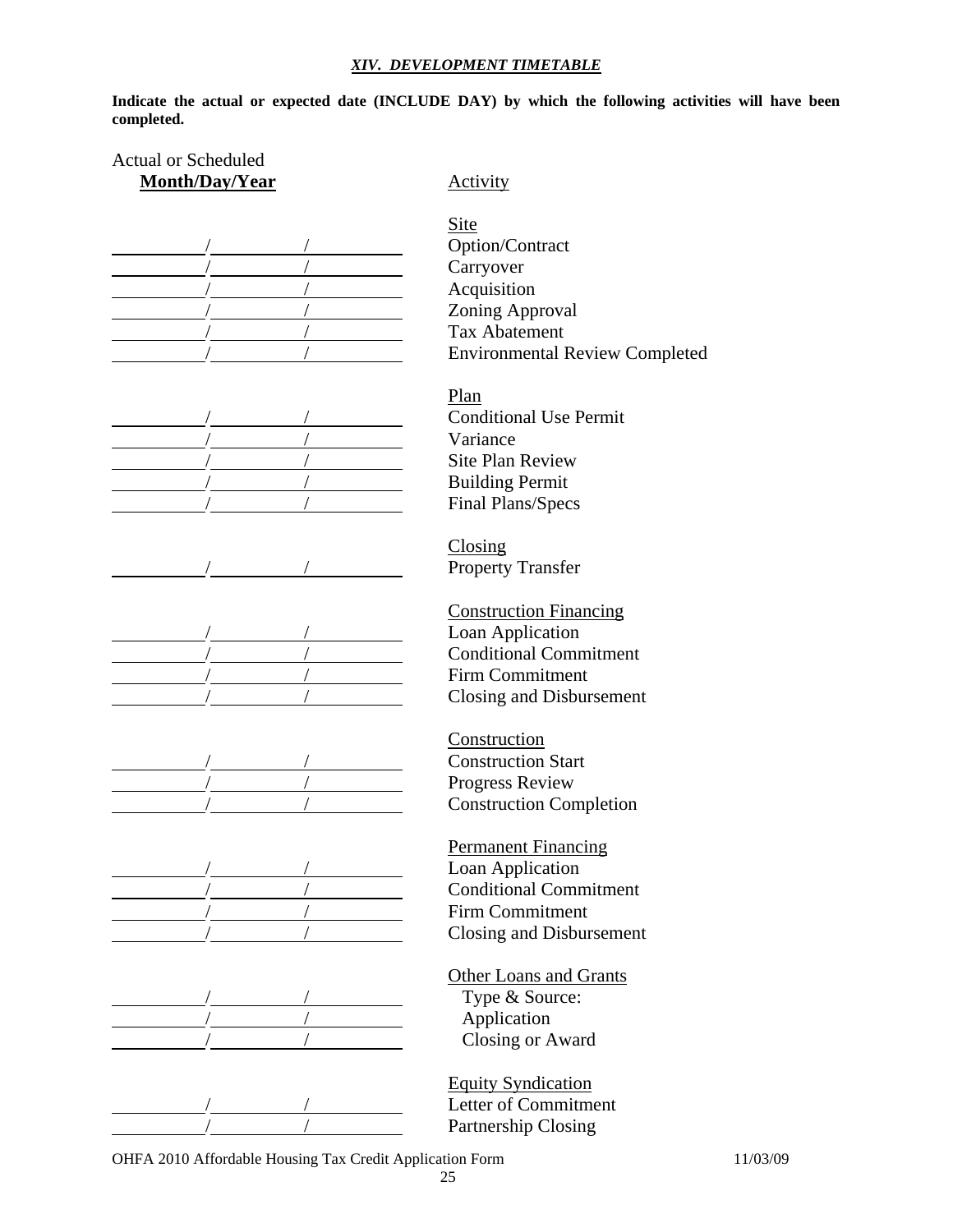## *XIV. DEVELOPMENT TIMETABLE*

**Indicate the actual or expected date (INCLUDE DAY) by which the following activities will have been completed.**

| Actual or Scheduled **Month/Day/Year** | Activity |
|---|---|
| | Site |
| \_\_\_\_\_\_/\_\_\_\_\_\_/\_\_\_\_\_\_ | Option/Contract |
| \_\_\_\_\_\_/\_\_\_\_\_\_/\_\_\_\_\_\_ | Carryover |
| \_\_\_\_\_\_/\_\_\_\_\_\_/\_\_\_\_\_\_ | Acquisition |
| \_\_\_\_\_\_/\_\_\_\_\_\_/\_\_\_\_\_\_ | Zoning Approval |
| \_\_\_\_\_\_/\_\_\_\_\_\_/\_\_\_\_\_\_ | Tax Abatement |
| \_\_\_\_\_\_/\_\_\_\_\_\_/\_\_\_\_\_\_ | Environmental Review Completed |
| | Plan |
| \_\_\_\_\_\_/\_\_\_\_\_\_/\_\_\_\_\_\_ | Conditional Use Permit |
| \_\_\_\_\_\_/\_\_\_\_\_\_/\_\_\_\_\_\_ | Variance |
| \_\_\_\_\_\_/\_\_\_\_\_\_/\_\_\_\_\_\_ | Site Plan Review |
| \_\_\_\_\_\_/\_\_\_\_\_\_/\_\_\_\_\_\_ | Building Permit |
| \_\_\_\_\_\_/\_\_\_\_\_\_/\_\_\_\_\_\_ | Final Plans/Specs |
| | Closing |
| \_\_\_\_\_\_/\_\_\_\_\_\_/\_\_\_\_\_\_ | Property Transfer |
| | Construction Financing |
| \_\_\_\_\_\_/\_\_\_\_\_\_/\_\_\_\_\_\_ | Loan Application |
| \_\_\_\_\_\_/\_\_\_\_\_\_/\_\_\_\_\_\_ | Conditional Commitment |
| \_\_\_\_\_\_/\_\_\_\_\_\_/\_\_\_\_\_\_ | Firm Commitment |
| \_\_\_\_\_\_/\_\_\_\_\_\_/\_\_\_\_\_\_ | Closing and Disbursement |
| | Construction |
| \_\_\_\_\_\_/\_\_\_\_\_\_/\_\_\_\_\_\_ | Construction Start |
| \_\_\_\_\_\_/\_\_\_\_\_\_/\_\_\_\_\_\_ | Progress Review |
| \_\_\_\_\_\_/\_\_\_\_\_\_/\_\_\_\_\_\_ | Construction Completion |
| | Permanent Financing |
| \_\_\_\_\_\_/\_\_\_\_\_\_/\_\_\_\_\_\_ | Loan Application |
| \_\_\_\_\_\_/\_\_\_\_\_\_/\_\_\_\_\_\_ | Conditional Commitment |
| \_\_\_\_\_\_/\_\_\_\_\_\_/\_\_\_\_\_\_ | Firm Commitment |
| \_\_\_\_\_\_/\_\_\_\_\_\_/\_\_\_\_\_\_ | Closing and Disbursement |
| | Other Loans and Grants |
| \_\_\_\_\_\_/\_\_\_\_\_\_/\_\_\_\_\_\_ | Type & Source: |
| \_\_\_\_\_\_/\_\_\_\_\_\_/\_\_\_\_\_\_ | Application |
| \_\_\_\_\_\_/\_\_\_\_\_\_/\_\_\_\_\_\_ | Closing or Award |
| | Equity Syndication |
| \_\_\_\_\_\_/\_\_\_\_\_\_/\_\_\_\_\_\_ | Letter of Commitment |
| \_\_\_\_\_\_/\_\_\_\_\_\_/\_\_\_\_\_\_ | Partnership Closing |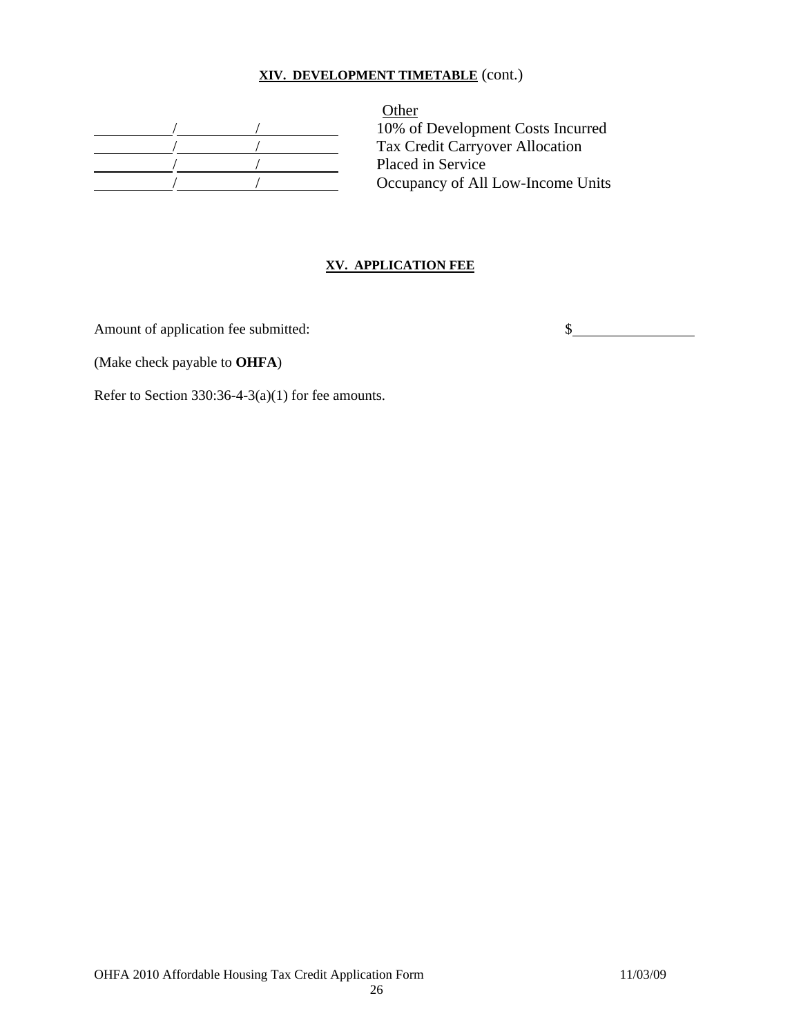**XIV. DEVELOPMENT TIMETABLE** (cont.)

| Date | Other |
|---|---|
| \_\_\_\_\_/\_\_\_\_\_/\_\_\_\_\_ | 10% of Development Costs Incurred |
| \_\_\_\_\_/\_\_\_\_\_/\_\_\_\_\_ | Tax Credit Carryover Allocation |
| \_\_\_\_\_/\_\_\_\_\_/\_\_\_\_\_ | Placed in Service |
| \_\_\_\_\_/\_\_\_\_\_/\_\_\_\_\_ | Occupancy of All Low-Income Units |

**XV. APPLICATION FEE**

Amount of application fee submitted: $\_\_\_\_\_\_\_\_\_\_\_\_\_\_\_\_

(Make check payable to **OHFA**)

Refer to Section 330:36-4-3(a)(1) for fee amounts.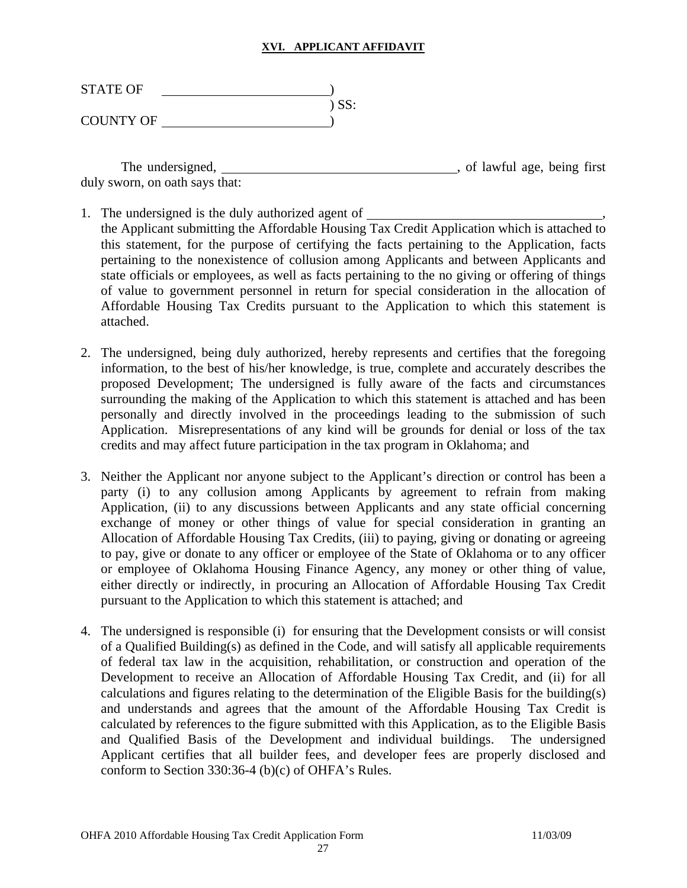## XVI. APPLICANT AFFIDAVIT

STATE OF ________________________)
) SS:
COUNTY OF ______________________)

The undersigned, ________________________________, of lawful age, being first duly sworn, on oath says that:

1. The undersigned is the duly authorized agent of ________________________________, the Applicant submitting the Affordable Housing Tax Credit Application which is attached to this statement, for the purpose of certifying the facts pertaining to the Application, facts pertaining to the nonexistence of collusion among Applicants and between Applicants and state officials or employees, as well as facts pertaining to the no giving or offering of things of value to government personnel in return for special consideration in the allocation of Affordable Housing Tax Credits pursuant to the Application to which this statement is attached.

2. The undersigned, being duly authorized, hereby represents and certifies that the foregoing information, to the best of his/her knowledge, is true, complete and accurately describes the proposed Development; The undersigned is fully aware of the facts and circumstances surrounding the making of the Application to which this statement is attached and has been personally and directly involved in the proceedings leading to the submission of such Application. Misrepresentations of any kind will be grounds for denial or loss of the tax credits and may affect future participation in the tax program in Oklahoma; and

3. Neither the Applicant nor anyone subject to the Applicant's direction or control has been a party (i) to any collusion among Applicants by agreement to refrain from making Application, (ii) to any discussions between Applicants and any state official concerning exchange of money or other things of value for special consideration in granting an Allocation of Affordable Housing Tax Credits, (iii) to paying, giving or donating or agreeing to pay, give or donate to any officer or employee of the State of Oklahoma or to any officer or employee of Oklahoma Housing Finance Agency, any money or other thing of value, either directly or indirectly, in procuring an Allocation of Affordable Housing Tax Credit pursuant to the Application to which this statement is attached; and

4. The undersigned is responsible (i) for ensuring that the Development consists or will consist of a Qualified Building(s) as defined in the Code, and will satisfy all applicable requirements of federal tax law in the acquisition, rehabilitation, or construction and operation of the Development to receive an Allocation of Affordable Housing Tax Credit, and (ii) for all calculations and figures relating to the determination of the Eligible Basis for the building(s) and understands and agrees that the amount of the Affordable Housing Tax Credit is calculated by references to the figure submitted with this Application, as to the Eligible Basis and Qualified Basis of the Development and individual buildings. The undersigned Applicant certifies that all builder fees, and developer fees are properly disclosed and conform to Section 330:36-4 (b)(c) of OHFA's Rules.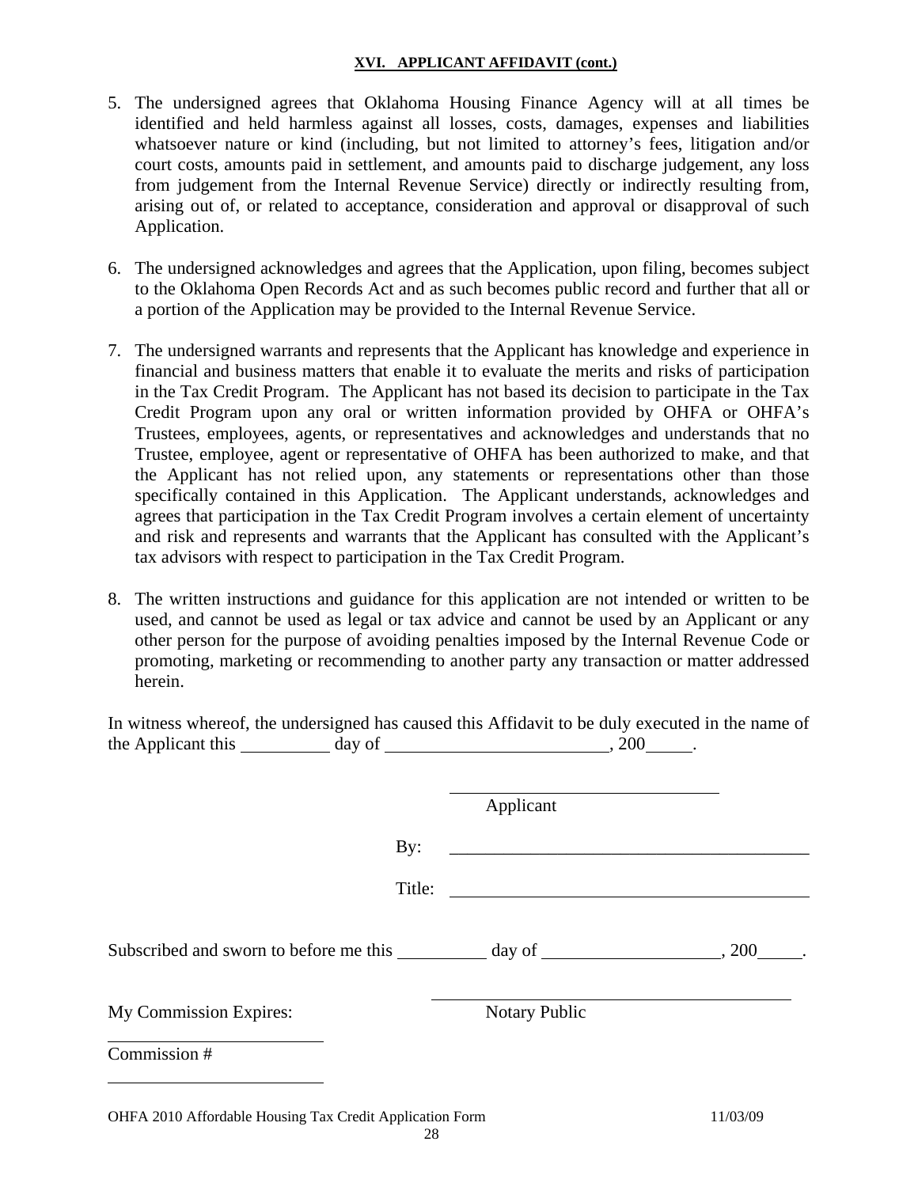**XVI. APPLICANT AFFIDAVIT (cont.)**

5. The undersigned agrees that Oklahoma Housing Finance Agency will at all times be identified and held harmless against all losses, costs, damages, expenses and liabilities whatsoever nature or kind (including, but not limited to attorney's fees, litigation and/or court costs, amounts paid in settlement, and amounts paid to discharge judgement, any loss from judgement from the Internal Revenue Service) directly or indirectly resulting from, arising out of, or related to acceptance, consideration and approval or disapproval of such Application.

6. The undersigned acknowledges and agrees that the Application, upon filing, becomes subject to the Oklahoma Open Records Act and as such becomes public record and further that all or a portion of the Application may be provided to the Internal Revenue Service.

7. The undersigned warrants and represents that the Applicant has knowledge and experience in financial and business matters that enable it to evaluate the merits and risks of participation in the Tax Credit Program. The Applicant has not based its decision to participate in the Tax Credit Program upon any oral or written information provided by OHFA or OHFA's Trustees, employees, agents, or representatives and acknowledges and understands that no Trustee, employee, agent or representative of OHFA has been authorized to make, and that the Applicant has not relied upon, any statements or representations other than those specifically contained in this Application. The Applicant understands, acknowledges and agrees that participation in the Tax Credit Program involves a certain element of uncertainty and risk and represents and warrants that the Applicant has consulted with the Applicant's tax advisors with respect to participation in the Tax Credit Program.

8. The written instructions and guidance for this application are not intended or written to be used, and cannot be used as legal or tax advice and cannot be used by an Applicant or any other person for the purpose of avoiding penalties imposed by the Internal Revenue Code or promoting, marketing or recommending to another party any transaction or matter addressed herein.

In witness whereof, the undersigned has caused this Affidavit to be duly executed in the name of the Applicant this ________ day of ______________________, 200____.

______________________________
Applicant

By: ______________________________________

Title: ______________________________________

Subscribed and sworn to before me this ________ day of __________________, 200____.

______________________________________
Notary Public

My Commission Expires:

______________________

Commission #

______________________

OHFA 2010 Affordable Housing Tax Credit Application Form 11/03/09